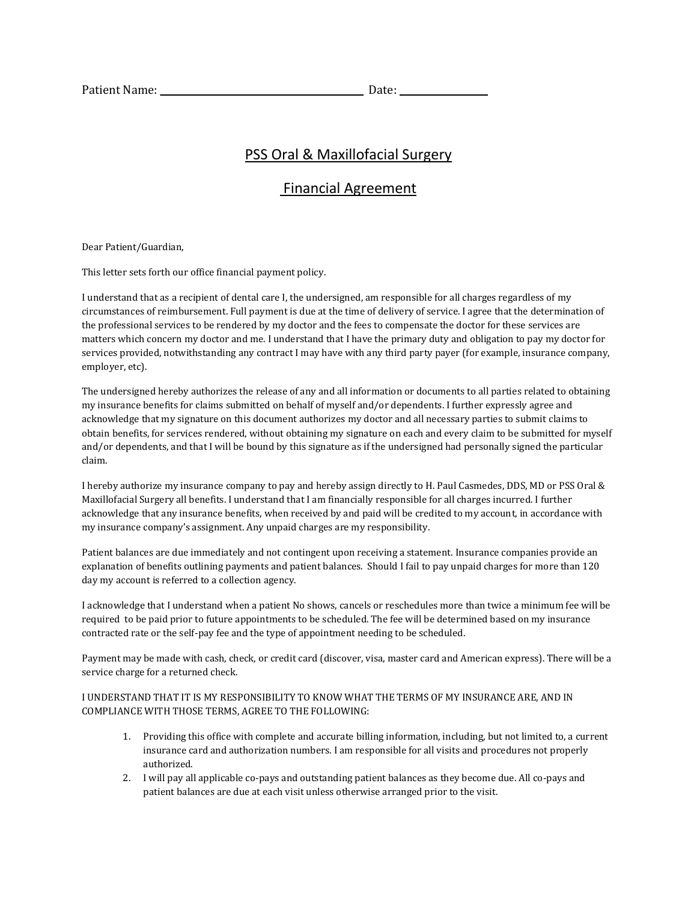Patient Name: ______________________________ Date: ______________

# PSS Oral & Maxillofacial Surgery

## Financial Agreement

Dear Patient/Guardian,

This letter sets forth our office financial payment policy.

I understand that as a recipient of dental care I, the undersigned, am responsible for all charges regardless of my circumstances of reimbursement. Full payment is due at the time of delivery of service. I agree that the determination of the professional services to be rendered by my doctor and the fees to compensate the doctor for these services are matters which concern my doctor and me. I understand that I have the primary duty and obligation to pay my doctor for services provided, notwithstanding any contract I may have with any third party payer (for example, insurance company, employer, etc).

The undersigned hereby authorizes the release of any and all information or documents to all parties related to obtaining my insurance benefits for claims submitted on behalf of myself and/or dependents. I further expressly agree and acknowledge that my signature on this document authorizes my doctor and all necessary parties to submit claims to obtain benefits, for services rendered, without obtaining my signature on each and every claim to be submitted for myself and/or dependents, and that I will be bound by this signature as if the undersigned had personally signed the particular claim.

I hereby authorize my insurance company to pay and hereby assign directly to H. Paul Casmedes, DDS, MD or PSS Oral & Maxillofacial Surgery all benefits. I understand that I am financially responsible for all charges incurred. I further acknowledge that any insurance benefits, when received by and paid will be credited to my account, in accordance with my insurance company's assignment. Any unpaid charges are my responsibility.

Patient balances are due immediately and not contingent upon receiving a statement. Insurance companies provide an explanation of benefits outlining payments and patient balances. Should I fail to pay unpaid charges for more than 120 day my account is referred to a collection agency.

I acknowledge that I understand when a patient No shows, cancels or reschedules more than twice a minimum fee will be required to be paid prior to future appointments to be scheduled. The fee will be determined based on my insurance contracted rate or the self-pay fee and the type of appointment needing to be scheduled.

Payment may be made with cash, check, or credit card (discover, visa, master card and American express). There will be a service charge for a returned check.

I UNDERSTAND THAT IT IS MY RESPONSIBILITY TO KNOW WHAT THE TERMS OF MY INSURANCE ARE, AND IN COMPLIANCE WITH THOSE TERMS, AGREE TO THE FOLLOWING:

1. Providing this office with complete and accurate billing information, including, but not limited to, a current insurance card and authorization numbers. I am responsible for all visits and procedures not properly authorized.
2. I will pay all applicable co-pays and outstanding patient balances as they become due. All co-pays and patient balances are due at each visit unless otherwise arranged prior to the visit.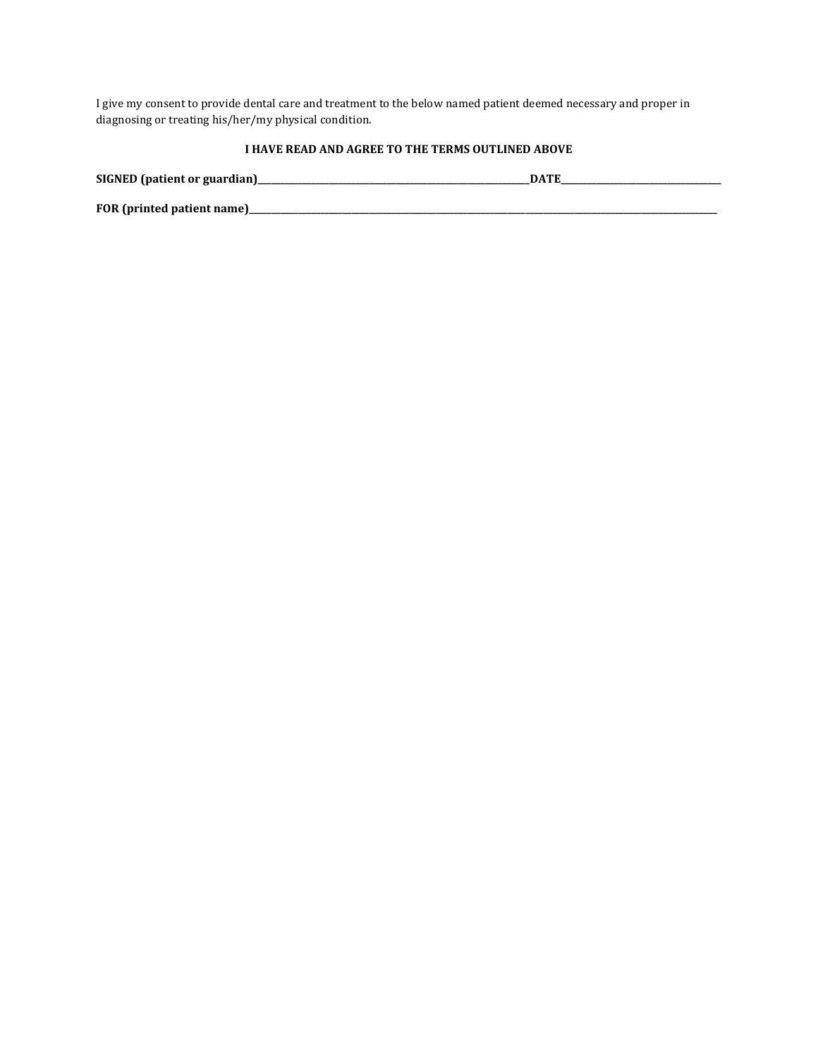I give my consent to provide dental care and treatment to the below named patient deemed necessary and proper in diagnosing or treating his/her/my physical condition.

**I HAVE READ AND AGREE TO THE TERMS OUTLINED ABOVE**

**SIGNED (patient or guardian)**\_\_\_\_\_\_\_\_\_\_\_\_\_\_\_\_\_\_\_\_\_\_\_\_\_\_\_\_\_\_\_\_\_\_\_\_\_\_\_\_\_\_\_\_**DATE**\_\_\_\_\_\_\_\_\_\_\_\_\_\_\_\_\_\_\_\_\_\_\_\_\_\_\_\_

**FOR (printed patient name)**\_\_\_\_\_\_\_\_\_\_\_\_\_\_\_\_\_\_\_\_\_\_\_\_\_\_\_\_\_\_\_\_\_\_\_\_\_\_\_\_\_\_\_\_\_\_\_\_\_\_\_\_\_\_\_\_\_\_\_\_\_\_\_\_\_\_\_\_\_\_\_\_\_\_\_\_